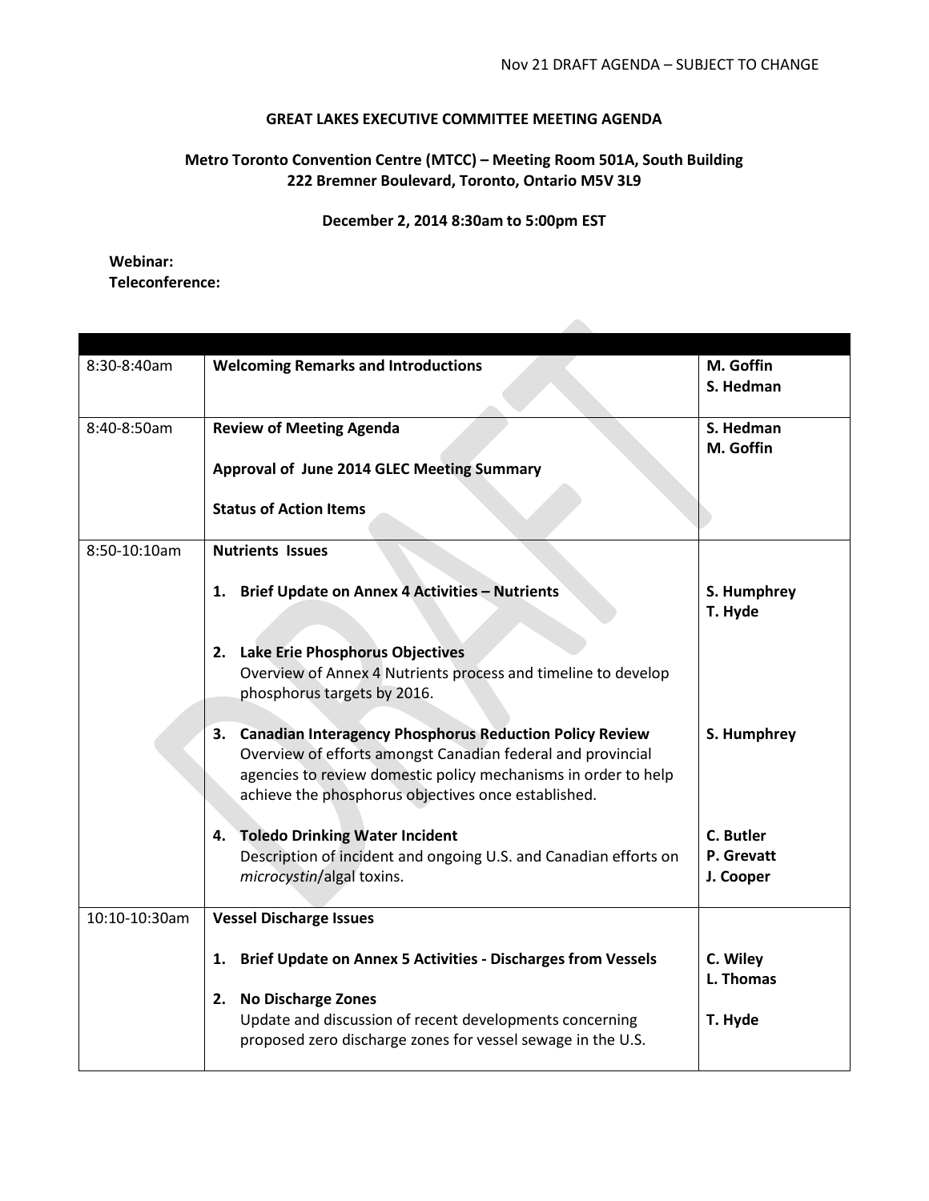Nov 21 DRAFT AGENDA – SUBJECT TO CHANGE

# GREAT LAKES EXECUTIVE COMMITTEE MEETING AGENDA

**Metro Toronto Convention Centre (MTCC) – Meeting Room 501A, South Building**
**222 Bremner Boulevard, Toronto, Ontario M5V 3L9**

**December 2, 2014 8:30am to 5:00pm EST**

**Webinar:**
**Teleconference:**

| | | |
|---|---|---|
| 8:30-8:40am | **Welcoming Remarks and Introductions** | **M. Goffin**<br>**S. Hedman** |
| 8:40-8:50am | **Review of Meeting Agenda**<br><br>**Approval of June 2014 GLEC Meeting Summary**<br><br>**Status of Action Items** | **S. Hedman**<br>**M. Goffin** |
| 8:50-10:10am | **Nutrients Issues**<br><br>1. **Brief Update on Annex 4 Activities – Nutrients**<br><br>2. **Lake Erie Phosphorus Objectives**<br>Overview of Annex 4 Nutrients process and timeline to develop phosphorus targets by 2016.<br><br>3. **Canadian Interagency Phosphorus Reduction Policy Review**<br>Overview of efforts amongst Canadian federal and provincial agencies to review domestic policy mechanisms in order to help achieve the phosphorus objectives once established.<br><br>4. **Toledo Drinking Water Incident**<br>Description of incident and ongoing U.S. and Canadian efforts on *microcystin*/algal toxins. | <br><br>**S. Humphrey**<br>**T. Hyde**<br><br><br><br><br>**S. Humphrey**<br><br><br><br>**C. Butler**<br>**P. Grevatt**<br>**J. Cooper** |
| 10:10-10:30am | **Vessel Discharge Issues**<br><br>1. **Brief Update on Annex 5 Activities - Discharges from Vessels**<br><br>2. **No Discharge Zones**<br>Update and discussion of recent developments concerning proposed zero discharge zones for vessel sewage in the U.S. | <br><br>**C. Wiley**<br>**L. Thomas**<br><br>**T. Hyde** |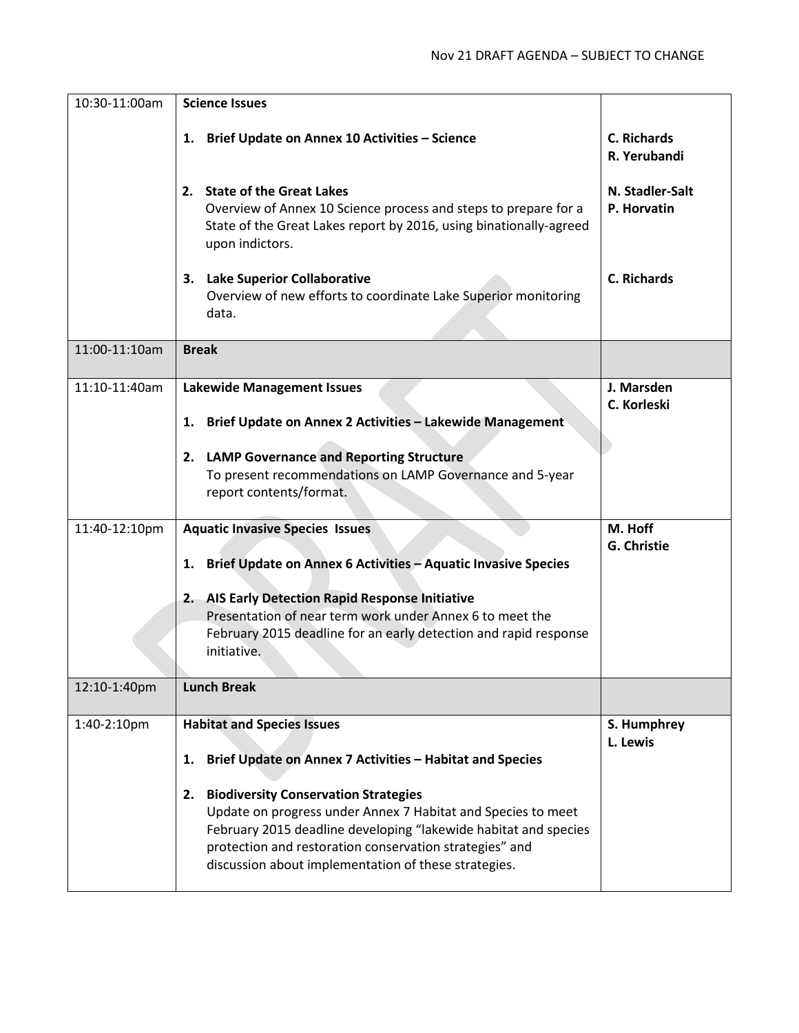| | | |
|---|---|---|
| 10:30-11:00am | **Science Issues**<br><br>1. **Brief Update on Annex 10 Activities – Science**<br><br>2. **State of the Great Lakes**<br>Overview of Annex 10 Science process and steps to prepare for a State of the Great Lakes report by 2016, using binationally-agreed upon indictors.<br><br>3. **Lake Superior Collaborative**<br>Overview of new efforts to coordinate Lake Superior monitoring data. | <br><br>**C. Richards**<br>**R. Yerubandi**<br><br>**N. Stadler-Salt**<br>**P. Horvatin**<br><br><br>**C. Richards** |
| 11:00-11:10am | **Break** | |
| 11:10-11:40am | **Lakewide Management Issues**<br><br>1. **Brief Update on Annex 2 Activities – Lakewide Management**<br><br>2. **LAMP Governance and Reporting Structure**<br>To present recommendations on LAMP Governance and 5-year report contents/format. | **J. Marsden**<br>**C. Korleski** |
| 11:40-12:10pm | **Aquatic Invasive Species Issues**<br><br>1. **Brief Update on Annex 6 Activities – Aquatic Invasive Species**<br><br>2. **AIS Early Detection Rapid Response Initiative**<br>Presentation of near term work under Annex 6 to meet the February 2015 deadline for an early detection and rapid response initiative. | **M. Hoff**<br>**G. Christie** |
| 12:10-1:40pm | **Lunch Break** | |
| 1:40-2:10pm | **Habitat and Species Issues**<br><br>1. **Brief Update on Annex 7 Activities – Habitat and Species**<br><br>2. **Biodiversity Conservation Strategies**<br>Update on progress under Annex 7 Habitat and Species to meet February 2015 deadline developing "lakewide habitat and species protection and restoration conservation strategies" and discussion about implementation of these strategies. | **S. Humphrey**<br>**L. Lewis** |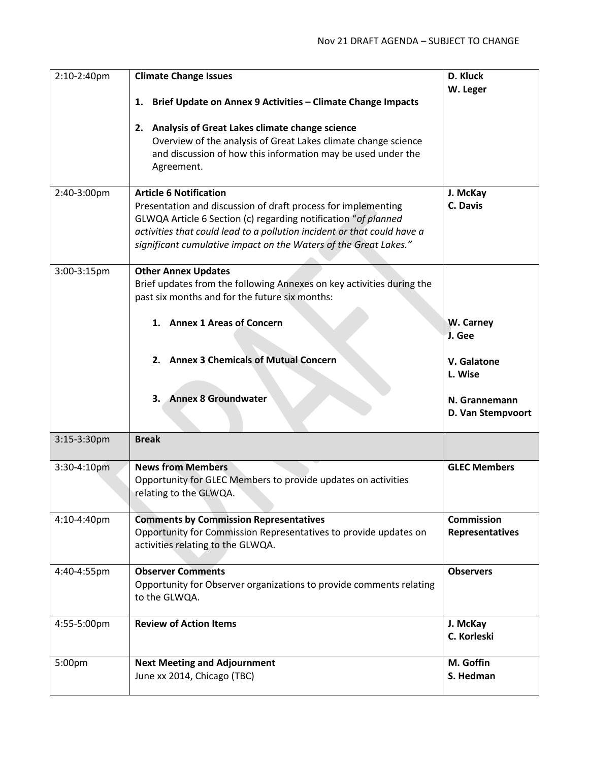| | | |
|---|---|---|
| 2:10-2:40pm | **Climate Change Issues**<br><br>1. **Brief Update on Annex 9 Activities – Climate Change Impacts**<br><br>2. **Analysis of Great Lakes climate change science**<br>Overview of the analysis of Great Lakes climate change science and discussion of how this information may be used under the Agreement. | **D. Kluck**<br>**W. Leger** |
| 2:40-3:00pm | **Article 6 Notification**<br>Presentation and discussion of draft process for implementing GLWQA Article 6 Section (c) regarding notification "*of planned activities that could lead to a pollution incident or that could have a significant cumulative impact on the Waters of the Great Lakes.*" | **J. McKay**<br>**C. Davis** |
| 3:00-3:15pm | **Other Annex Updates**<br>Brief updates from the following Annexes on key activities during the past six months and for the future six months:<br><br>1. **Annex 1 Areas of Concern**<br><br>2. **Annex 3 Chemicals of Mutual Concern**<br><br>3. **Annex 8 Groundwater** | <br><br><br>**W. Carney**<br>**J. Gee**<br><br>**V. Galatone**<br>**L. Wise**<br><br>**N. Grannemann**<br>**D. Van Stempvoort** |
| 3:15-3:30pm | **Break** | |
| 3:30-4:10pm | **News from Members**<br>Opportunity for GLEC Members to provide updates on activities relating to the GLWQA. | **GLEC Members** |
| 4:10-4:40pm | **Comments by Commission Representatives**<br>Opportunity for Commission Representatives to provide updates on activities relating to the GLWQA. | **Commission Representatives** |
| 4:40-4:55pm | **Observer Comments**<br>Opportunity for Observer organizations to provide comments relating to the GLWQA. | **Observers** |
| 4:55-5:00pm | **Review of Action Items** | **J. McKay**<br>**C. Korleski** |
| 5:00pm | **Next Meeting and Adjournment**<br>June xx 2014, Chicago (TBC) | **M. Goffin**<br>**S. Hedman** |